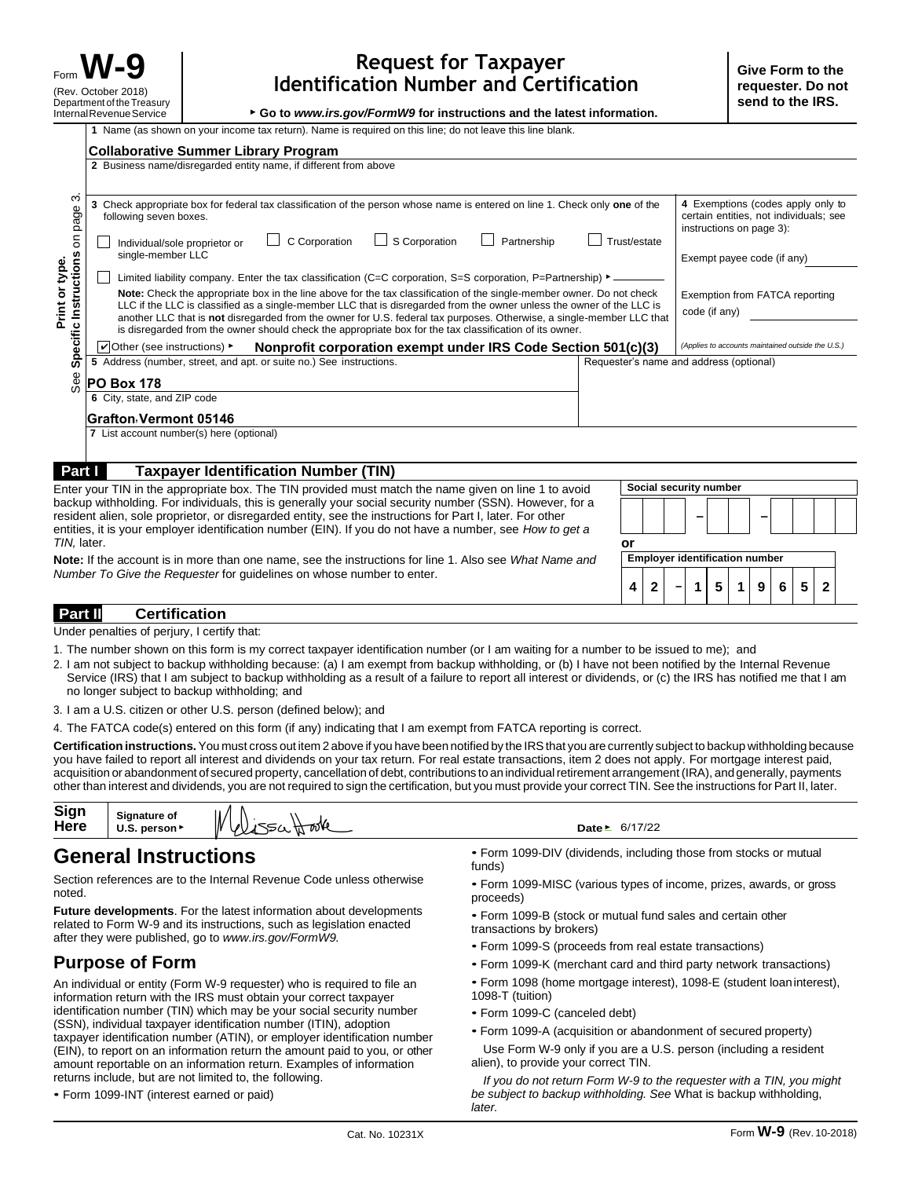Form **W-9**
(Rev. October 2018)
Department of the Treasury
Internal Revenue Service

# Request for Taxpayer Identification Number and Certification

▶ **Go to *www.irs.gov/FormW9* for instructions and the latest information.**

**Give Form to the requester. Do not send to the IRS.**

Print or type. See **Specific Instructions** on page 3.

1 Name (as shown on your income tax return). Name is required on this line; do not leave this line blank.

**Collaborative Summer Library Program**

2 Business name/disregarded entity name, if different from above

3 Check appropriate box for federal tax classification of the person whose name is entered on line 1. Check only **one** of the following seven boxes.

☐ Individual/sole proprietor or single-member LLC ☐ C Corporation ☐ S Corporation ☐ Partnership ☐ Trust/estate

☐ Limited liability company. Enter the tax classification (C=C corporation, S=S corporation, P=Partnership) ▶

**Note:** Check the appropriate box in the line above for the tax classification of the single-member owner. Do not check LLC if the LLC is classified as a single-member LLC that is disregarded from the owner unless the owner of the LLC is another LLC that is **not** disregarded from the owner for U.S. federal tax purposes. Otherwise, a single-member LLC that is disregarded from the owner should check the appropriate box for the tax classification of its owner.

☑ Other (see instructions) ▶ **Nonprofit corporation exempt under IRS Code Section 501(c)(3)**

4 Exemptions (codes apply only to certain entities, not individuals; see instructions on page 3):

Exempt payee code (if any)

Exemption from FATCA reporting code (if any)

*(Applies to accounts maintained outside the U.S.)*

5 Address (number, street, and apt. or suite no.) See instructions.

**PO Box 178**

Requester's name and address (optional)

6 City, state, and ZIP code

**Grafton, Vermont 05146**

7 List account number(s) here (optional)

## Part I Taxpayer Identification Number (TIN)

Enter your TIN in the appropriate box. The TIN provided must match the name given on line 1 to avoid backup withholding. For individuals, this is generally your social security number (SSN). However, for a resident alien, sole proprietor, or disregarded entity, see the instructions for Part I, later. For other entities, it is your employer identification number (EIN). If you do not have a number, see *How to get a TIN,* later.

**Note:** If the account is in more than one name, see the instructions for line 1. Also see *What Name and Number To Give the Requester* for guidelines on whose number to enter.

**Social security number**

– –

**or**

**Employer identification number**

42 – 1519652

## Part II Certification

Under penalties of perjury, I certify that:

1. The number shown on this form is my correct taxpayer identification number (or I am waiting for a number to be issued to me); and
2. I am not subject to backup withholding because: (a) I am exempt from backup withholding, or (b) I have not been notified by the Internal Revenue Service (IRS) that I am subject to backup withholding as a result of a failure to report all interest or dividends, or (c) the IRS has notified me that I am no longer subject to backup withholding; and
3. I am a U.S. citizen or other U.S. person (defined below); and
4. The FATCA code(s) entered on this form (if any) indicating that I am exempt from FATCA reporting is correct.

**Certification instructions.** You must cross out item 2 above if you have been notified by the IRS that you are currently subject to backup withholding because you have failed to report all interest and dividends on your tax return. For real estate transactions, item 2 does not apply. For mortgage interest paid, acquisition or abandonment of secured property, cancellation of debt, contributions to an individual retirement arrangement (IRA), and generally, payments other than interest and dividends, you are not required to sign the certification, but you must provide your correct TIN. See the instructions for Part II, later.

**Sign Here** Signature of U.S. person ▶ Melissa Hook Date ▶ 6/17/22

## General Instructions

Section references are to the Internal Revenue Code unless otherwise noted.

**Future developments**. For the latest information about developments related to Form W-9 and its instructions, such as legislation enacted after they were published, go to *www.irs.gov/FormW9.*

## Purpose of Form

An individual or entity (Form W-9 requester) who is required to file an information return with the IRS must obtain your correct taxpayer identification number (TIN) which may be your social security number (SSN), individual taxpayer identification number (ITIN), adoption taxpayer identification number (ATIN), or employer identification number (EIN), to report on an information return the amount paid to you, or other amount reportable on an information return. Examples of information returns include, but are not limited to, the following.

- Form 1099-INT (interest earned or paid)
- Form 1099-DIV (dividends, including those from stocks or mutual funds)
- Form 1099-MISC (various types of income, prizes, awards, or gross proceeds)
- Form 1099-B (stock or mutual fund sales and certain other transactions by brokers)
- Form 1099-S (proceeds from real estate transactions)
- Form 1099-K (merchant card and third party network transactions)
- Form 1098 (home mortgage interest), 1098-E (student loan interest), 1098-T (tuition)
- Form 1099-C (canceled debt)
- Form 1099-A (acquisition or abandonment of secured property)

Use Form W-9 only if you are a U.S. person (including a resident alien), to provide your correct TIN.

*If you do not return Form W-9 to the requester with a TIN, you might be subject to backup withholding. See* What is backup withholding, *later.*

Cat. No. 10231X Form **W-9** (Rev. 10-2018)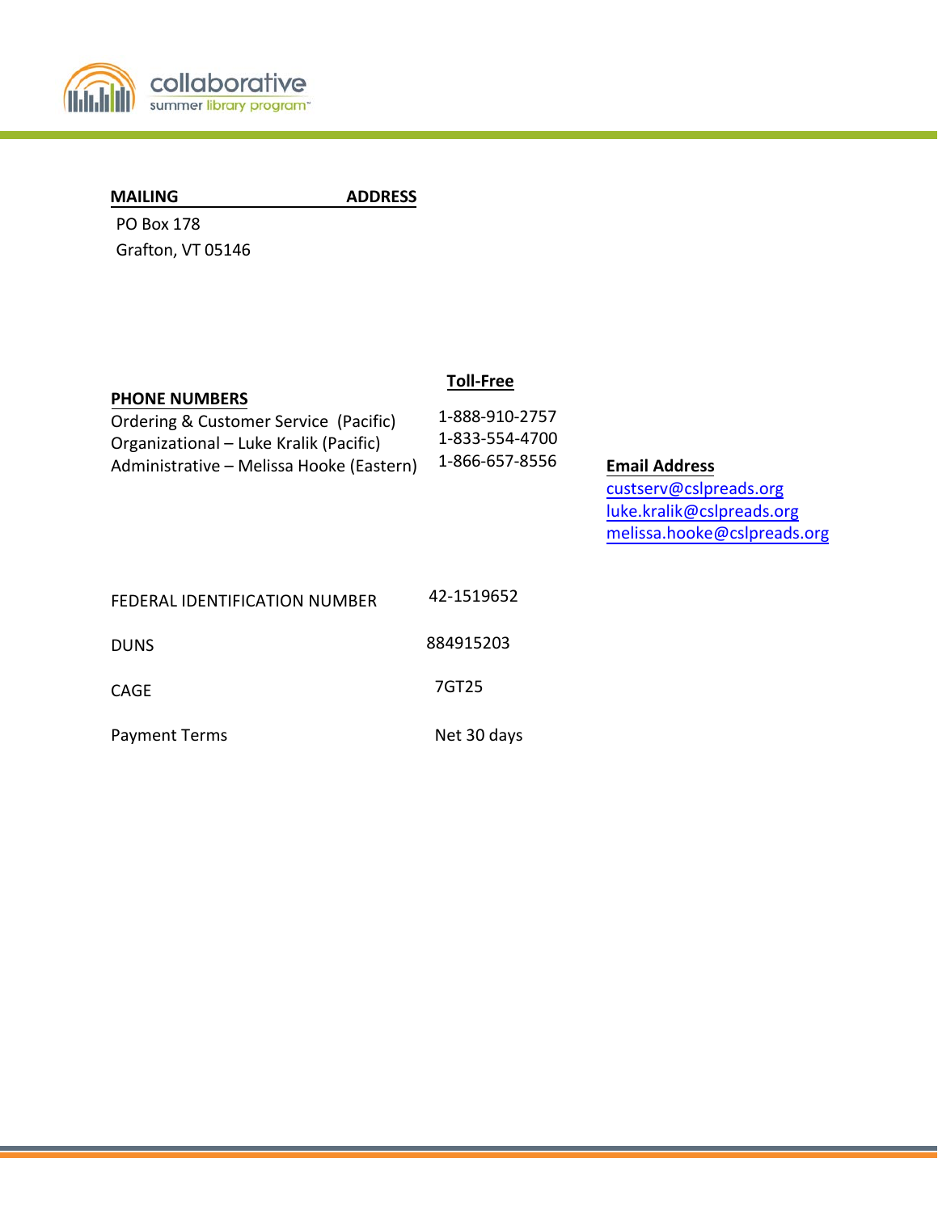collaborative
summer library program™

**MAILING ADDRESS**

PO Box 178
Grafton, VT 05146

| **PHONE NUMBERS** | **Toll-Free** | **Email Address** |
|---|---|---|
| Ordering & Customer Service (Pacific) | 1-888-910-2757 | custserv@cslpreads.org |
| Organizational – Luke Kralik (Pacific) | 1-833-554-4700 | luke.kralik@cslpreads.org |
| Administrative – Melissa Hooke (Eastern) | 1-866-657-8556 | melissa.hooke@cslpreads.org |

| | |
|---|---|
| FEDERAL IDENTIFICATION NUMBER | 42-1519652 |
| DUNS | 884915203 |
| CAGE | 7GT25 |
| Payment Terms | Net 30 days |